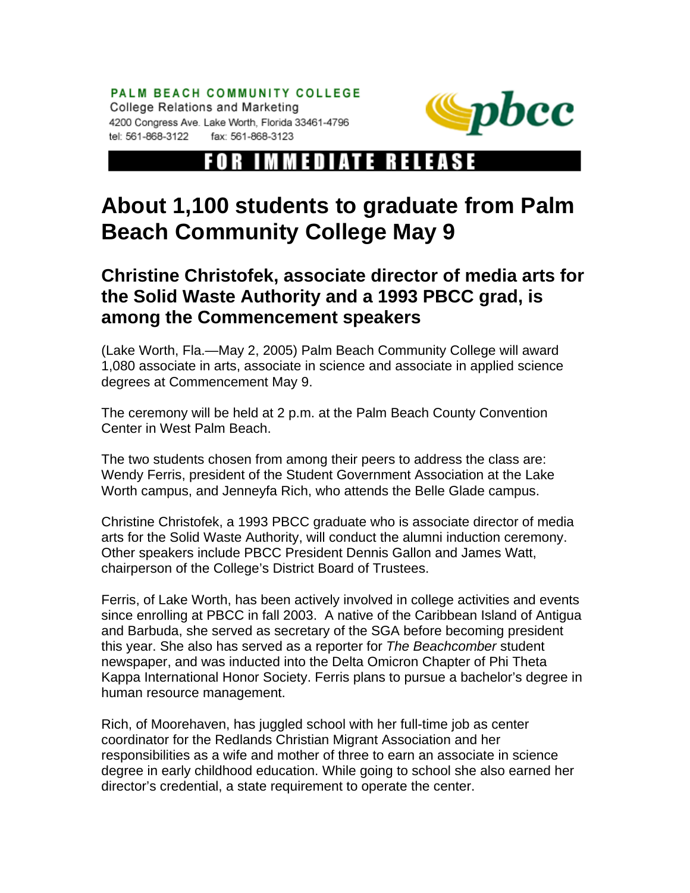**PALM BEACH COMMUNITY COLLEGE**
College Relations and Marketing
4200 Congress Ave. Lake Worth, Florida 33461-4796
tel: 561-868-3122 fax: 561-868-3123

**FOR IMMEDIATE RELEASE**

# About 1,100 students to graduate from Palm Beach Community College May 9

## Christine Christofek, associate director of media arts for the Solid Waste Authority and a 1993 PBCC grad, is among the Commencement speakers

(Lake Worth, Fla.—May 2, 2005) Palm Beach Community College will award 1,080 associate in arts, associate in science and associate in applied science degrees at Commencement May 9.

The ceremony will be held at 2 p.m. at the Palm Beach County Convention Center in West Palm Beach.

The two students chosen from among their peers to address the class are: Wendy Ferris, president of the Student Government Association at the Lake Worth campus, and Jenneyfa Rich, who attends the Belle Glade campus.

Christine Christofek, a 1993 PBCC graduate who is associate director of media arts for the Solid Waste Authority, will conduct the alumni induction ceremony. Other speakers include PBCC President Dennis Gallon and James Watt, chairperson of the College's District Board of Trustees.

Ferris, of Lake Worth, has been actively involved in college activities and events since enrolling at PBCC in fall 2003. A native of the Caribbean Island of Antigua and Barbuda, she served as secretary of the SGA before becoming president this year. She also has served as a reporter for *The Beachcomber* student newspaper, and was inducted into the Delta Omicron Chapter of Phi Theta Kappa International Honor Society. Ferris plans to pursue a bachelor's degree in human resource management.

Rich, of Moorehaven, has juggled school with her full-time job as center coordinator for the Redlands Christian Migrant Association and her responsibilities as a wife and mother of three to earn an associate in science degree in early childhood education. While going to school she also earned her director's credential, a state requirement to operate the center.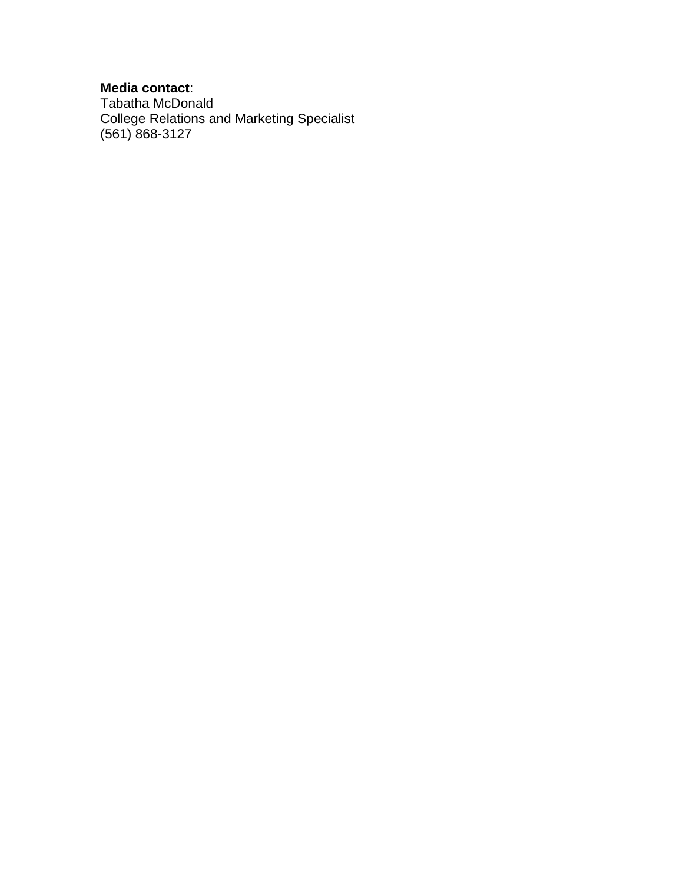**Media contact**:
Tabatha McDonald
College Relations and Marketing Specialist
(561) 868-3127